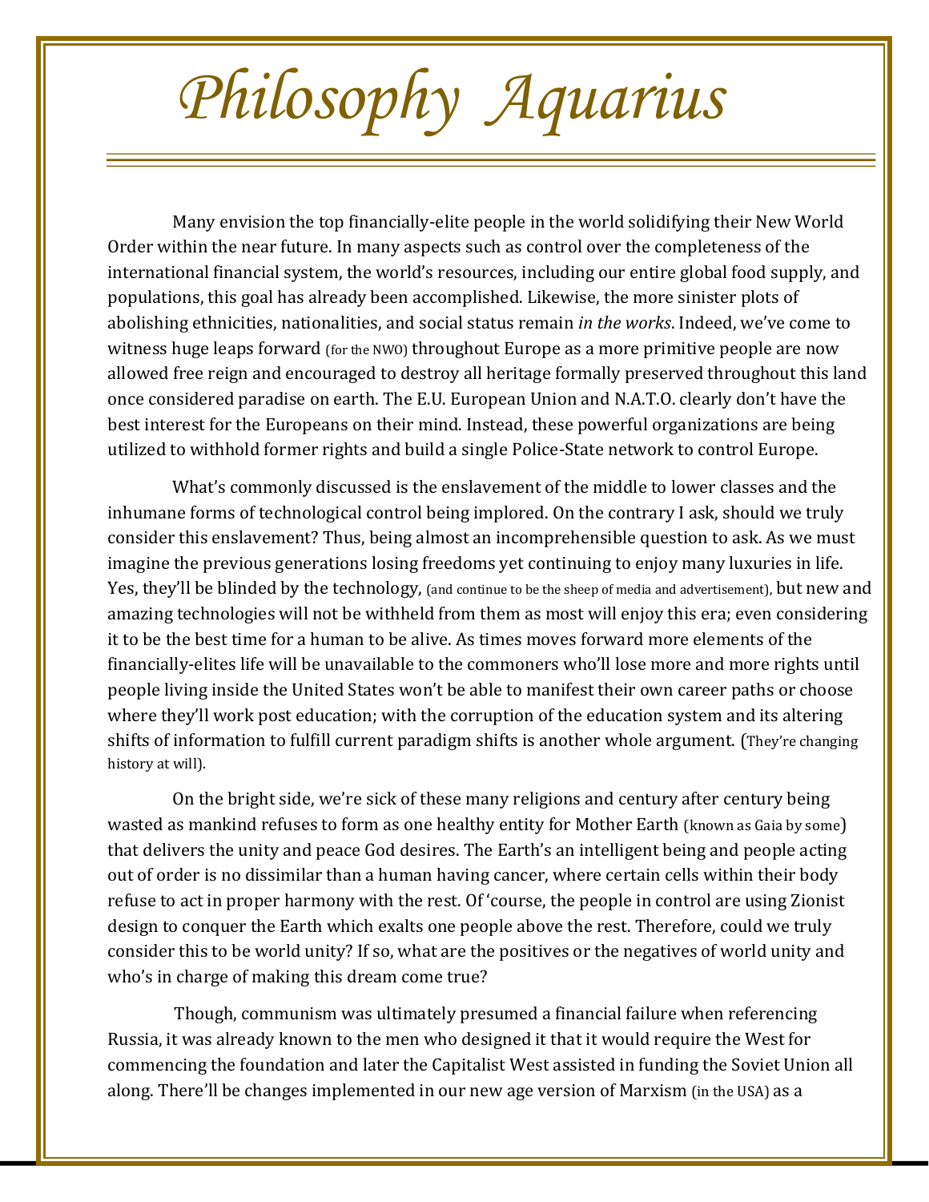# *Philosophy Aquarius*

Many envision the top financially-elite people in the world solidifying their New World Order within the near future. In many aspects such as control over the completeness of the international financial system, the world's resources, including our entire global food supply, and populations, this goal has already been accomplished. Likewise, the more sinister plots of abolishing ethnicities, nationalities, and social status remain *in the works*. Indeed, we've come to witness huge leaps forward (for the NWO) throughout Europe as a more primitive people are now allowed free reign and encouraged to destroy all heritage formally preserved throughout this land once considered paradise on earth. The E.U. European Union and N.A.T.O. clearly don't have the best interest for the Europeans on their mind. Instead, these powerful organizations are being utilized to withhold former rights and build a single Police-State network to control Europe.

What's commonly discussed is the enslavement of the middle to lower classes and the inhumane forms of technological control being implored. On the contrary I ask, should we truly consider this enslavement? Thus, being almost an incomprehensible question to ask. As we must imagine the previous generations losing freedoms yet continuing to enjoy many luxuries in life. Yes, they'll be blinded by the technology, (and continue to be the sheep of media and advertisement), but new and amazing technologies will not be withheld from them as most will enjoy this era; even considering it to be the best time for a human to be alive. As times moves forward more elements of the financially-elites life will be unavailable to the commoners who'll lose more and more rights until people living inside the United States won't be able to manifest their own career paths or choose where they'll work post education; with the corruption of the education system and its altering shifts of information to fulfill current paradigm shifts is another whole argument. (They're changing history at will).

On the bright side, we're sick of these many religions and century after century being wasted as mankind refuses to form as one healthy entity for Mother Earth (known as Gaia by some) that delivers the unity and peace God desires. The Earth's an intelligent being and people acting out of order is no dissimilar than a human having cancer, where certain cells within their body refuse to act in proper harmony with the rest. Of 'course, the people in control are using Zionist design to conquer the Earth which exalts one people above the rest. Therefore, could we truly consider this to be world unity? If so, what are the positives or the negatives of world unity and who's in charge of making this dream come true?

Though, communism was ultimately presumed a financial failure when referencing Russia, it was already known to the men who designed it that it would require the West for commencing the foundation and later the Capitalist West assisted in funding the Soviet Union all along. There'll be changes implemented in our new age version of Marxism (in the USA) as a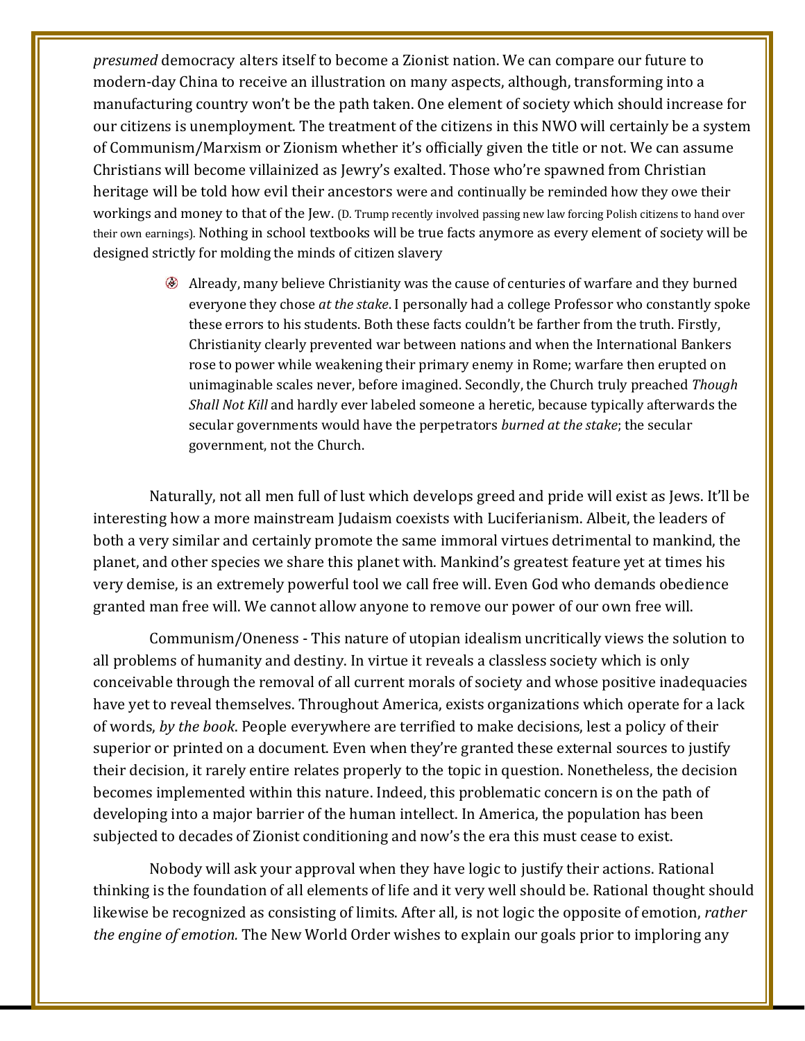*presumed* democracy alters itself to become a Zionist nation. We can compare our future to modern-day China to receive an illustration on many aspects, although, transforming into a manufacturing country won't be the path taken. One element of society which should increase for our citizens is unemployment. The treatment of the citizens in this NWO will certainly be a system of Communism/Marxism or Zionism whether it's officially given the title or not. We can assume Christians will become villainized as Jewry's exalted. Those who're spawned from Christian heritage will be told how evil their ancestors were and continually be reminded how they owe their workings and money to that of the Jew. (D. Trump recently involved passing new law forcing Polish citizens to hand over their own earnings). Nothing in school textbooks will be true facts anymore as every element of society will be designed strictly for molding the minds of citizen slavery

- Already, many believe Christianity was the cause of centuries of warfare and they burned everyone they chose *at the stake*. I personally had a college Professor who constantly spoke these errors to his students. Both these facts couldn't be farther from the truth. Firstly, Christianity clearly prevented war between nations and when the International Bankers rose to power while weakening their primary enemy in Rome; warfare then erupted on unimaginable scales never, before imagined. Secondly, the Church truly preached *Though Shall Not Kill* and hardly ever labeled someone a heretic, because typically afterwards the secular governments would have the perpetrators *burned at the stake*; the secular government, not the Church.

Naturally, not all men full of lust which develops greed and pride will exist as Jews. It'll be interesting how a more mainstream Judaism coexists with Luciferianism. Albeit, the leaders of both a very similar and certainly promote the same immoral virtues detrimental to mankind, the planet, and other species we share this planet with. Mankind's greatest feature yet at times his very demise, is an extremely powerful tool we call free will. Even God who demands obedience granted man free will. We cannot allow anyone to remove our power of our own free will.

Communism/Oneness - This nature of utopian idealism uncritically views the solution to all problems of humanity and destiny. In virtue it reveals a classless society which is only conceivable through the removal of all current morals of society and whose positive inadequacies have yet to reveal themselves. Throughout America, exists organizations which operate for a lack of words, *by the book*. People everywhere are terrified to make decisions, lest a policy of their superior or printed on a document. Even when they're granted these external sources to justify their decision, it rarely entire relates properly to the topic in question. Nonetheless, the decision becomes implemented within this nature. Indeed, this problematic concern is on the path of developing into a major barrier of the human intellect. In America, the population has been subjected to decades of Zionist conditioning and now's the era this must cease to exist.

Nobody will ask your approval when they have logic to justify their actions. Rational thinking is the foundation of all elements of life and it very well should be. Rational thought should likewise be recognized as consisting of limits. After all, is not logic the opposite of emotion, *rather the engine of emotion.* The New World Order wishes to explain our goals prior to imploring any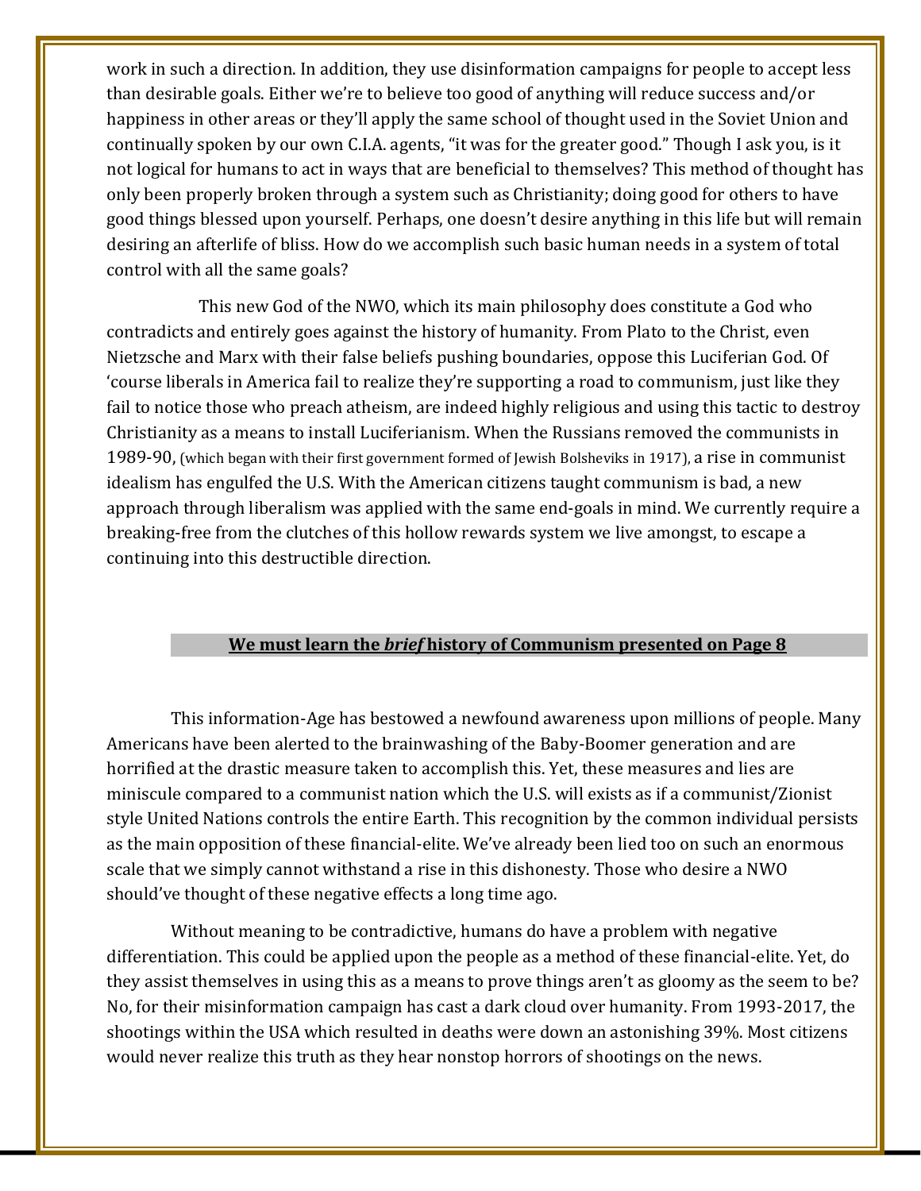work in such a direction. In addition, they use disinformation campaigns for people to accept less than desirable goals. Either we're to believe too good of anything will reduce success and/or happiness in other areas or they'll apply the same school of thought used in the Soviet Union and continually spoken by our own C.I.A. agents, "it was for the greater good." Though I ask you, is it not logical for humans to act in ways that are beneficial to themselves? This method of thought has only been properly broken through a system such as Christianity; doing good for others to have good things blessed upon yourself. Perhaps, one doesn't desire anything in this life but will remain desiring an afterlife of bliss. How do we accomplish such basic human needs in a system of total control with all the same goals?

This new God of the NWO, which its main philosophy does constitute a God who contradicts and entirely goes against the history of humanity. From Plato to the Christ, even Nietzsche and Marx with their false beliefs pushing boundaries, oppose this Luciferian God. Of 'course liberals in America fail to realize they're supporting a road to communism, just like they fail to notice those who preach atheism, are indeed highly religious and using this tactic to destroy Christianity as a means to install Luciferianism. When the Russians removed the communists in 1989-90, (which began with their first government formed of Jewish Bolsheviks in 1917), a rise in communist idealism has engulfed the U.S. With the American citizens taught communism is bad, a new approach through liberalism was applied with the same end-goals in mind. We currently require a breaking-free from the clutches of this hollow rewards system we live amongst, to escape a continuing into this destructible direction.

**We must learn the *brief* history of Communism presented on Page 8**

This information-Age has bestowed a newfound awareness upon millions of people. Many Americans have been alerted to the brainwashing of the Baby-Boomer generation and are horrified at the drastic measure taken to accomplish this. Yet, these measures and lies are miniscule compared to a communist nation which the U.S. will exists as if a communist/Zionist style United Nations controls the entire Earth. This recognition by the common individual persists as the main opposition of these financial-elite. We've already been lied too on such an enormous scale that we simply cannot withstand a rise in this dishonesty. Those who desire a NWO should've thought of these negative effects a long time ago.

Without meaning to be contradictive, humans do have a problem with negative differentiation. This could be applied upon the people as a method of these financial-elite. Yet, do they assist themselves in using this as a means to prove things aren't as gloomy as the seem to be? No, for their misinformation campaign has cast a dark cloud over humanity. From 1993-2017, the shootings within the USA which resulted in deaths were down an astonishing 39%. Most citizens would never realize this truth as they hear nonstop horrors of shootings on the news.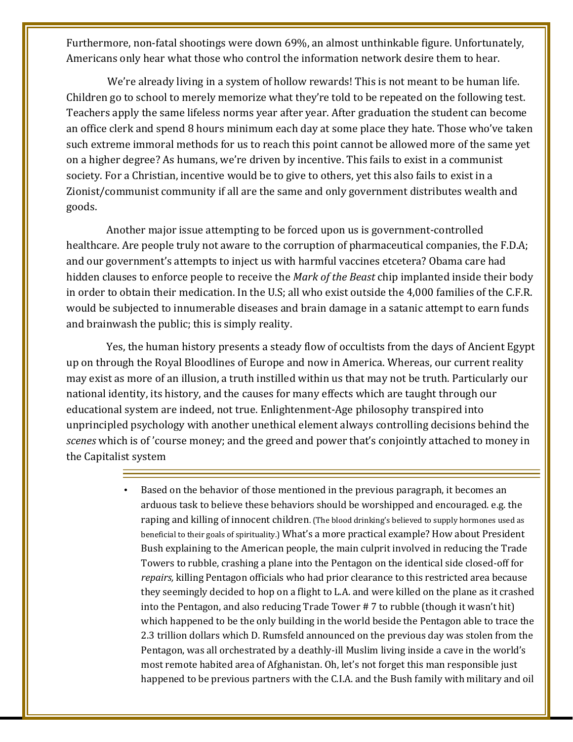Furthermore, non-fatal shootings were down 69%, an almost unthinkable figure. Unfortunately, Americans only hear what those who control the information network desire them to hear.

We're already living in a system of hollow rewards! This is not meant to be human life. Children go to school to merely memorize what they're told to be repeated on the following test. Teachers apply the same lifeless norms year after year. After graduation the student can become an office clerk and spend 8 hours minimum each day at some place they hate. Those who've taken such extreme immoral methods for us to reach this point cannot be allowed more of the same yet on a higher degree? As humans, we're driven by incentive. This fails to exist in a communist society. For a Christian, incentive would be to give to others, yet this also fails to exist in a Zionist/communist community if all are the same and only government distributes wealth and goods.

Another major issue attempting to be forced upon us is government-controlled healthcare. Are people truly not aware to the corruption of pharmaceutical companies, the F.D.A; and our government's attempts to inject us with harmful vaccines etcetera? Obama care had hidden clauses to enforce people to receive the *Mark of the Beast* chip implanted inside their body in order to obtain their medication. In the U.S; all who exist outside the 4,000 families of the C.F.R. would be subjected to innumerable diseases and brain damage in a satanic attempt to earn funds and brainwash the public; this is simply reality.

Yes, the human history presents a steady flow of occultists from the days of Ancient Egypt up on through the Royal Bloodlines of Europe and now in America. Whereas, our current reality may exist as more of an illusion, a truth instilled within us that may not be truth. Particularly our national identity, its history, and the causes for many effects which are taught through our educational system are indeed, not true. Enlightenment-Age philosophy transpired into unprincipled psychology with another unethical element always controlling decisions behind the *scenes* which is of 'course money; and the greed and power that's conjointly attached to money in the Capitalist system

- Based on the behavior of those mentioned in the previous paragraph, it becomes an arduous task to believe these behaviors should be worshipped and encouraged. e.g. the raping and killing of innocent children. (The blood drinking's believed to supply hormones used as beneficial to their goals of spirituality.) What's a more practical example? How about President Bush explaining to the American people, the main culprit involved in reducing the Trade Towers to rubble, crashing a plane into the Pentagon on the identical side closed-off for *repairs,* killing Pentagon officials who had prior clearance to this restricted area because they seemingly decided to hop on a flight to L.A. and were killed on the plane as it crashed into the Pentagon, and also reducing Trade Tower # 7 to rubble (though it wasn't hit) which happened to be the only building in the world beside the Pentagon able to trace the 2.3 trillion dollars which D. Rumsfeld announced on the previous day was stolen from the Pentagon, was all orchestrated by a deathly-ill Muslim living inside a cave in the world's most remote habited area of Afghanistan. Oh, let's not forget this man responsible just happened to be previous partners with the C.I.A. and the Bush family with military and oil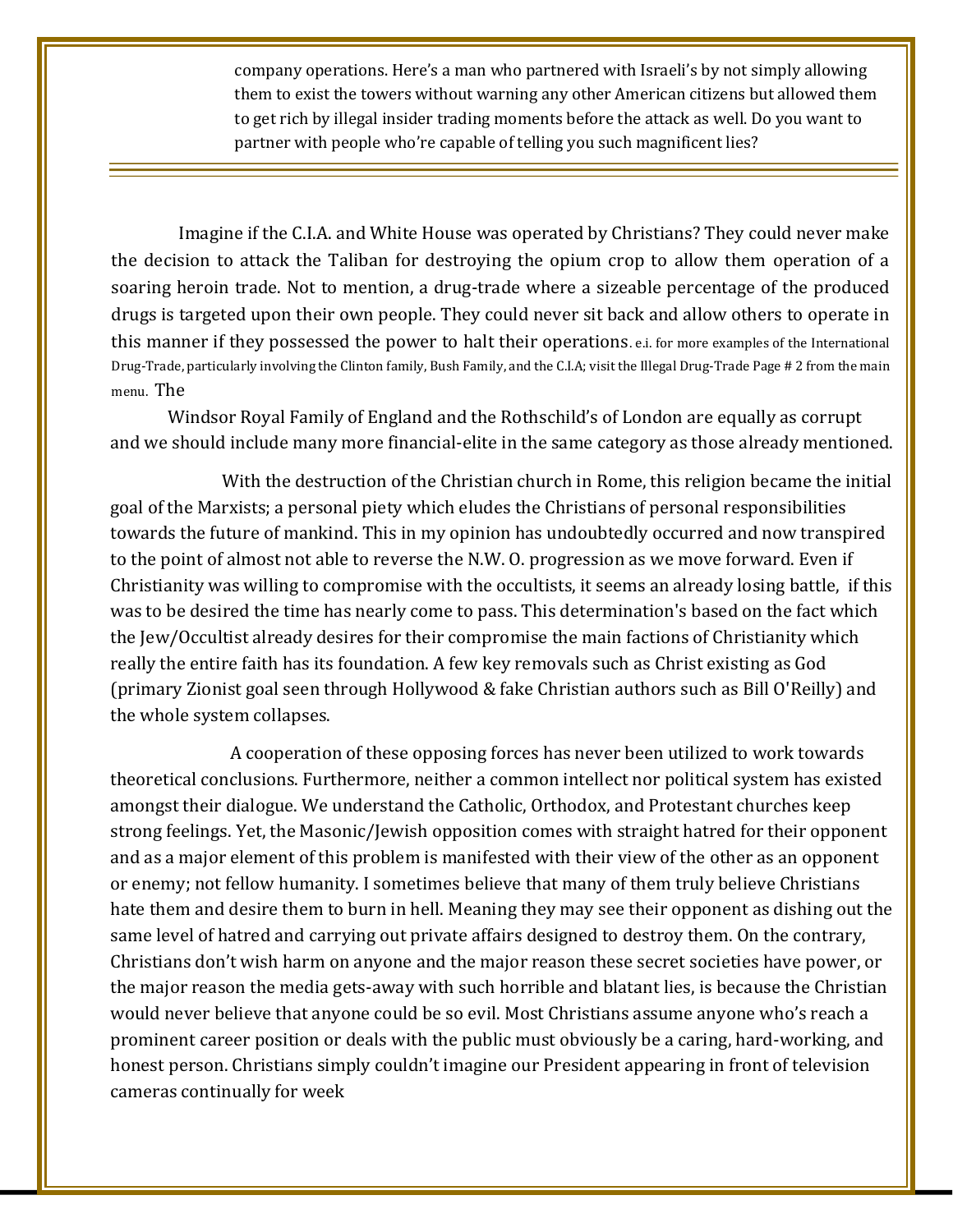company operations. Here's a man who partnered with Israeli's by not simply allowing them to exist the towers without warning any other American citizens but allowed them to get rich by illegal insider trading moments before the attack as well. Do you want to partner with people who're capable of telling you such magnificent lies?

---

Imagine if the C.I.A. and White House was operated by Christians? They could never make the decision to attack the Taliban for destroying the opium crop to allow them operation of a soaring heroin trade. Not to mention, a drug-trade where a sizeable percentage of the produced drugs is targeted upon their own people. They could never sit back and allow others to operate in this manner if they possessed the power to halt their operations. e.i. for more examples of the International Drug-Trade, particularly involving the Clinton family, Bush Family, and the C.I.A; visit the Illegal Drug-Trade Page # 2 from the main menu. The

Windsor Royal Family of England and the Rothschild's of London are equally as corrupt and we should include many more financial-elite in the same category as those already mentioned.

With the destruction of the Christian church in Rome, this religion became the initial goal of the Marxists; a personal piety which eludes the Christians of personal responsibilities towards the future of mankind. This in my opinion has undoubtedly occurred and now transpired to the point of almost not able to reverse the N.W. O. progression as we move forward. Even if Christianity was willing to compromise with the occultists, it seems an already losing battle, if this was to be desired the time has nearly come to pass. This determination's based on the fact which the Jew/Occultist already desires for their compromise the main factions of Christianity which really the entire faith has its foundation. A few key removals such as Christ existing as God (primary Zionist goal seen through Hollywood & fake Christian authors such as Bill O'Reilly) and the whole system collapses.

A cooperation of these opposing forces has never been utilized to work towards theoretical conclusions. Furthermore, neither a common intellect nor political system has existed amongst their dialogue. We understand the Catholic, Orthodox, and Protestant churches keep strong feelings. Yet, the Masonic/Jewish opposition comes with straight hatred for their opponent and as a major element of this problem is manifested with their view of the other as an opponent or enemy; not fellow humanity. I sometimes believe that many of them truly believe Christians hate them and desire them to burn in hell. Meaning they may see their opponent as dishing out the same level of hatred and carrying out private affairs designed to destroy them. On the contrary, Christians don't wish harm on anyone and the major reason these secret societies have power, or the major reason the media gets-away with such horrible and blatant lies, is because the Christian would never believe that anyone could be so evil. Most Christians assume anyone who's reach a prominent career position or deals with the public must obviously be a caring, hard-working, and honest person. Christians simply couldn't imagine our President appearing in front of television cameras continually for week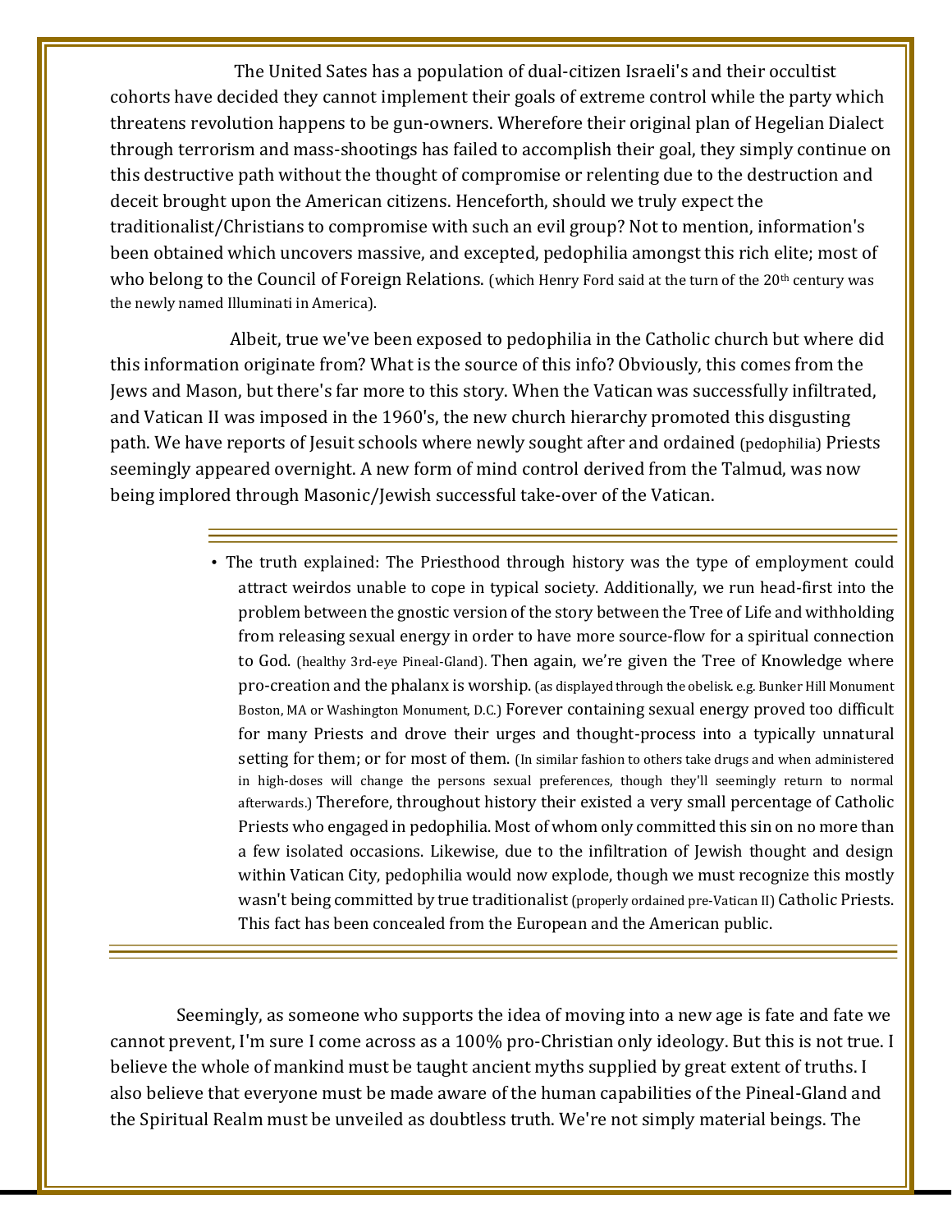The United Sates has a population of dual-citizen Israeli's and their occultist cohorts have decided they cannot implement their goals of extreme control while the party which threatens revolution happens to be gun-owners. Wherefore their original plan of Hegelian Dialect through terrorism and mass-shootings has failed to accomplish their goal, they simply continue on this destructive path without the thought of compromise or relenting due to the destruction and deceit brought upon the American citizens. Henceforth, should we truly expect the traditionalist/Christians to compromise with such an evil group? Not to mention, information's been obtained which uncovers massive, and excepted, pedophilia amongst this rich elite; most of who belong to the Council of Foreign Relations. (which Henry Ford said at the turn of the 20th century was the newly named Illuminati in America).

Albeit, true we've been exposed to pedophilia in the Catholic church but where did this information originate from? What is the source of this info? Obviously, this comes from the Jews and Mason, but there's far more to this story. When the Vatican was successfully infiltrated, and Vatican II was imposed in the 1960's, the new church hierarchy promoted this disgusting path. We have reports of Jesuit schools where newly sought after and ordained (pedophilia) Priests seemingly appeared overnight. A new form of mind control derived from the Talmud, was now being implored through Masonic/Jewish successful take-over of the Vatican.

---

- The truth explained: The Priesthood through history was the type of employment could attract weirdos unable to cope in typical society. Additionally, we run head-first into the problem between the gnostic version of the story between the Tree of Life and withholding from releasing sexual energy in order to have more source-flow for a spiritual connection to God. (healthy 3rd-eye Pineal-Gland). Then again, we're given the Tree of Knowledge where pro-creation and the phalanx is worship. (as displayed through the obelisk. e.g. Bunker Hill Monument Boston, MA or Washington Monument, D.C.) Forever containing sexual energy proved too difficult for many Priests and drove their urges and thought-process into a typically unnatural setting for them; or for most of them. (In similar fashion to others take drugs and when administered in high-doses will change the persons sexual preferences, though they'll seemingly return to normal afterwards.) Therefore, throughout history their existed a very small percentage of Catholic Priests who engaged in pedophilia. Most of whom only committed this sin on no more than a few isolated occasions. Likewise, due to the infiltration of Jewish thought and design within Vatican City, pedophilia would now explode, though we must recognize this mostly wasn't being committed by true traditionalist (properly ordained pre-Vatican II) Catholic Priests. This fact has been concealed from the European and the American public.

---

Seemingly, as someone who supports the idea of moving into a new age is fate and fate we cannot prevent, I'm sure I come across as a 100% pro-Christian only ideology. But this is not true. I believe the whole of mankind must be taught ancient myths supplied by great extent of truths. I also believe that everyone must be made aware of the human capabilities of the Pineal-Gland and the Spiritual Realm must be unveiled as doubtless truth. We're not simply material beings. The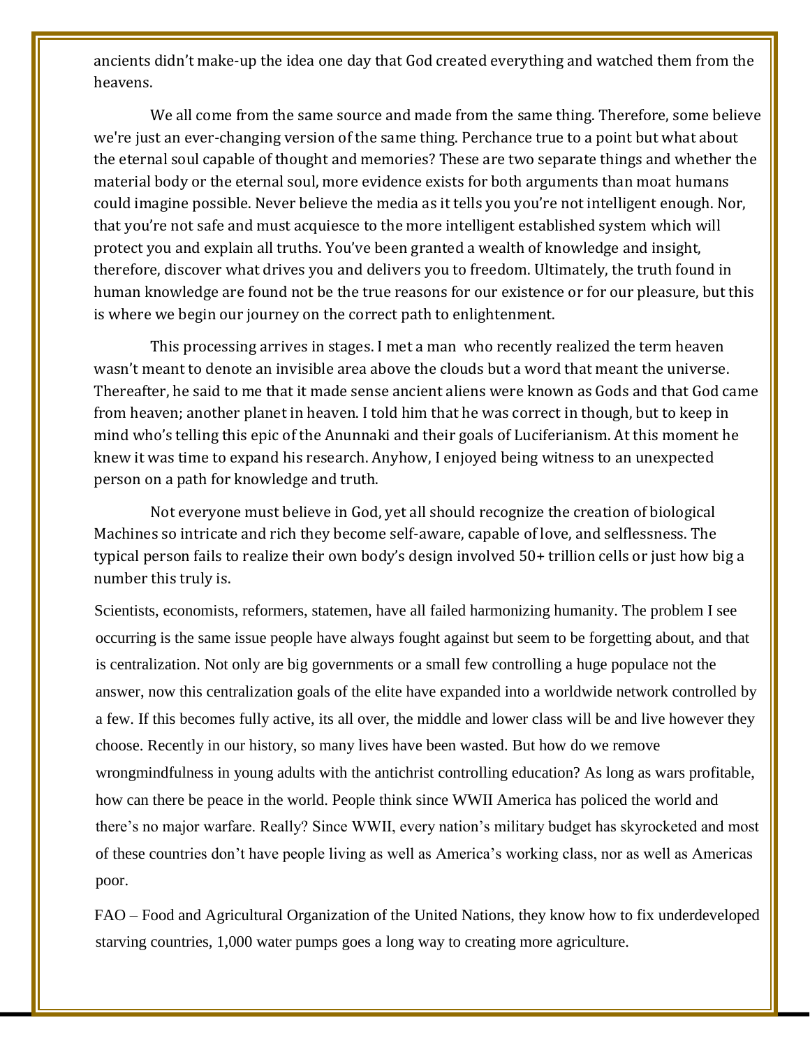ancients didn't make-up the idea one day that God created everything and watched them from the heavens.

We all come from the same source and made from the same thing. Therefore, some believe we're just an ever-changing version of the same thing. Perchance true to a point but what about the eternal soul capable of thought and memories? These are two separate things and whether the material body or the eternal soul, more evidence exists for both arguments than moat humans could imagine possible. Never believe the media as it tells you you're not intelligent enough. Nor, that you're not safe and must acquiesce to the more intelligent established system which will protect you and explain all truths. You've been granted a wealth of knowledge and insight, therefore, discover what drives you and delivers you to freedom. Ultimately, the truth found in human knowledge are found not be the true reasons for our existence or for our pleasure, but this is where we begin our journey on the correct path to enlightenment.

This processing arrives in stages. I met a man who recently realized the term heaven wasn't meant to denote an invisible area above the clouds but a word that meant the universe. Thereafter, he said to me that it made sense ancient aliens were known as Gods and that God came from heaven; another planet in heaven. I told him that he was correct in though, but to keep in mind who's telling this epic of the Anunnaki and their goals of Luciferianism. At this moment he knew it was time to expand his research. Anyhow, I enjoyed being witness to an unexpected person on a path for knowledge and truth.

Not everyone must believe in God, yet all should recognize the creation of biological Machines so intricate and rich they become self-aware, capable of love, and selflessness. The typical person fails to realize their own body's design involved 50+ trillion cells or just how big a number this truly is.

Scientists, economists, reformers, statemen, have all failed harmonizing humanity. The problem I see occurring is the same issue people have always fought against but seem to be forgetting about, and that is centralization. Not only are big governments or a small few controlling a huge populace not the answer, now this centralization goals of the elite have expanded into a worldwide network controlled by a few. If this becomes fully active, its all over, the middle and lower class will be and live however they choose. Recently in our history, so many lives have been wasted. But how do we remove wrongmindfulness in young adults with the antichrist controlling education? As long as wars profitable, how can there be peace in the world. People think since WWII America has policed the world and there's no major warfare. Really? Since WWII, every nation's military budget has skyrocketed and most of these countries don't have people living as well as America's working class, nor as well as Americas poor.

FAO – Food and Agricultural Organization of the United Nations, they know how to fix underdeveloped starving countries, 1,000 water pumps goes a long way to creating more agriculture.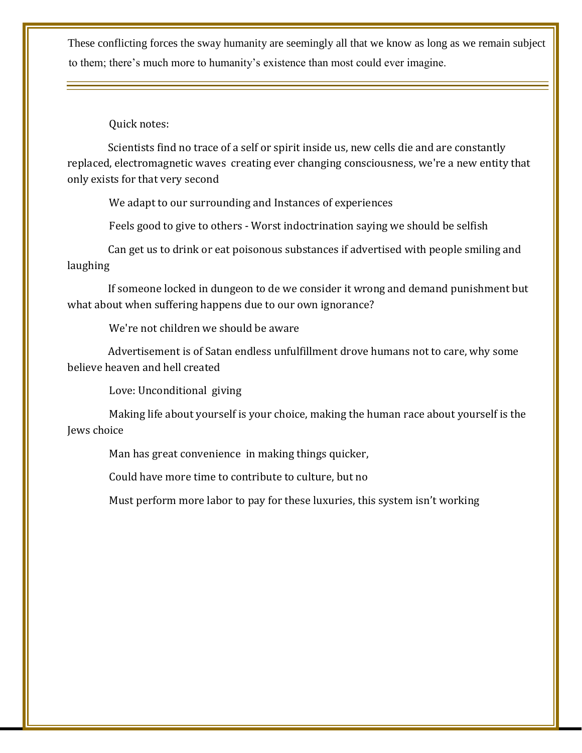These conflicting forces the sway humanity are seemingly all that we know as long as we remain subject to them; there's much more to humanity's existence than most could ever imagine.

---

Quick notes:

Scientists find no trace of a self or spirit inside us, new cells die and are constantly replaced, electromagnetic waves creating ever changing consciousness, we're a new entity that only exists for that very second

We adapt to our surrounding and Instances of experiences

Feels good to give to others - Worst indoctrination saying we should be selfish

Can get us to drink or eat poisonous substances if advertised with people smiling and laughing

If someone locked in dungeon to de we consider it wrong and demand punishment but what about when suffering happens due to our own ignorance?

We're not children we should be aware

Advertisement is of Satan endless unfulfillment drove humans not to care, why some believe heaven and hell created

Love: Unconditional giving

Making life about yourself is your choice, making the human race about yourself is the Jews choice

Man has great convenience in making things quicker,

Could have more time to contribute to culture, but no

Must perform more labor to pay for these luxuries, this system isn't working